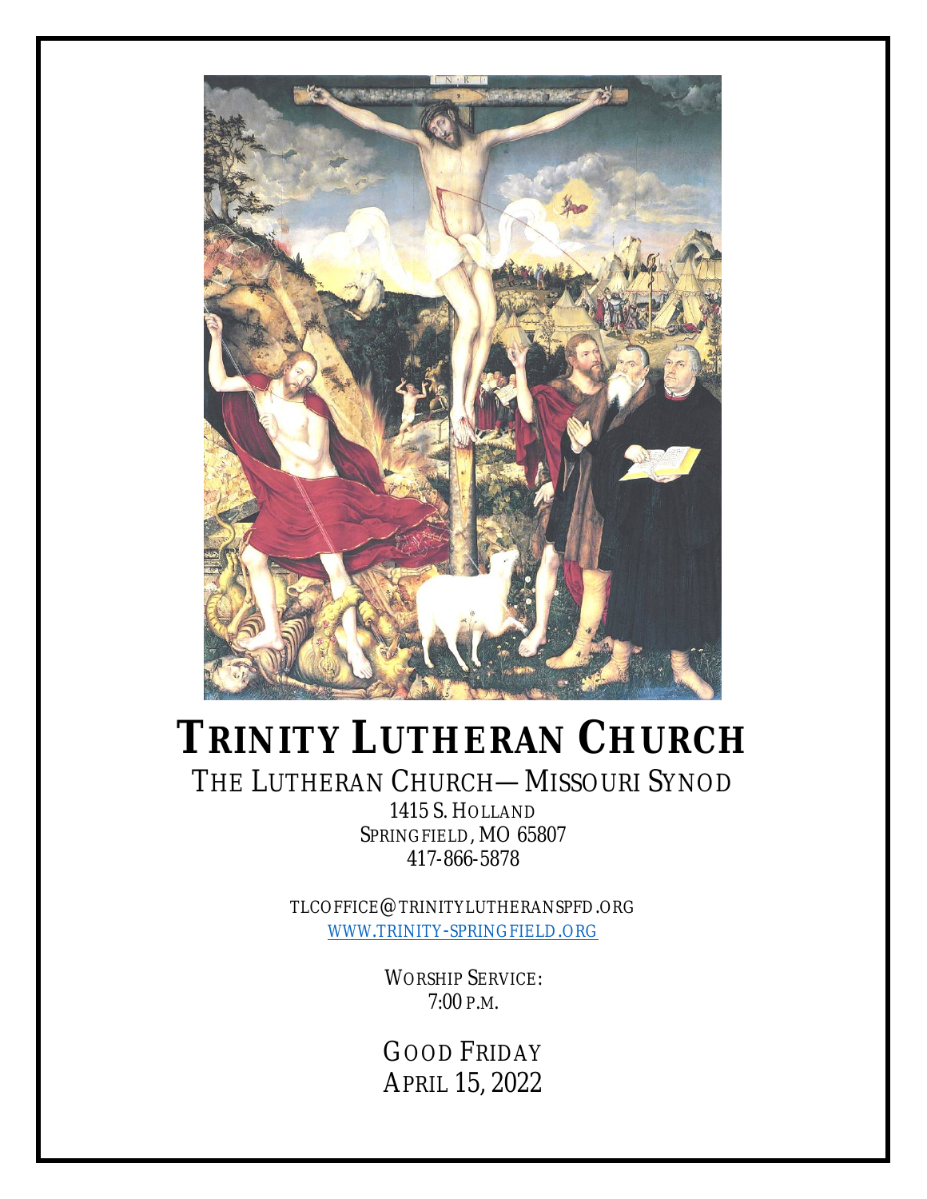# TRINITY LUTHERAN CHURCH

THE LUTHERAN CHURCH—MISSOURI SYNOD

1415 S. HOLLAND
SPRINGFIELD, MO 65807
417-866-5878

TLCOFFICE@TRINITYLUTHERANSPFD.ORG
WWW.TRINITY-SPRINGFIELD.ORG

WORSHIP SERVICE:
7:00 P.M.

GOOD FRIDAY
APRIL 15, 2022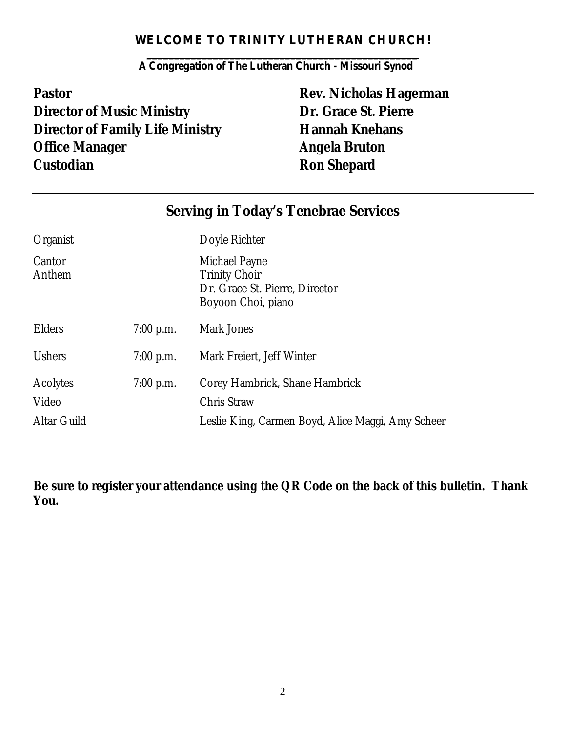# WELCOME TO TRINITY LUTHERAN CHURCH!

**A Congregation of The Lutheran Church - Missouri Synod**

| | |
|---|---|
| **Pastor** | **Rev. Nicholas Hagerman** |
| **Director of Music Ministry** | **Dr. Grace St. Pierre** |
| **Director of Family Life Ministry** | **Hannah Knehans** |
| **Office Manager** | **Angela Bruton** |
| **Custodian** | **Ron Shepard** |

---

## Serving in Today's Tenebrae Services

| | | |
|---|---|---|
| Organist | | Doyle Richter |
| Cantor | | Michael Payne |
| Anthem | | Trinity Choir<br>Dr. Grace St. Pierre, Director<br>Boyoon Choi, piano |
| Elders | 7:00 p.m. | Mark Jones |
| Ushers | 7:00 p.m. | Mark Freiert, Jeff Winter |
| Acolytes | 7:00 p.m. | Corey Hambrick, Shane Hambrick |
| Video | | Chris Straw |
| Altar Guild | | Leslie King, Carmen Boyd, Alice Maggi, Amy Scheer |

**Be sure to register your attendance using the QR Code on the back of this bulletin. Thank You.**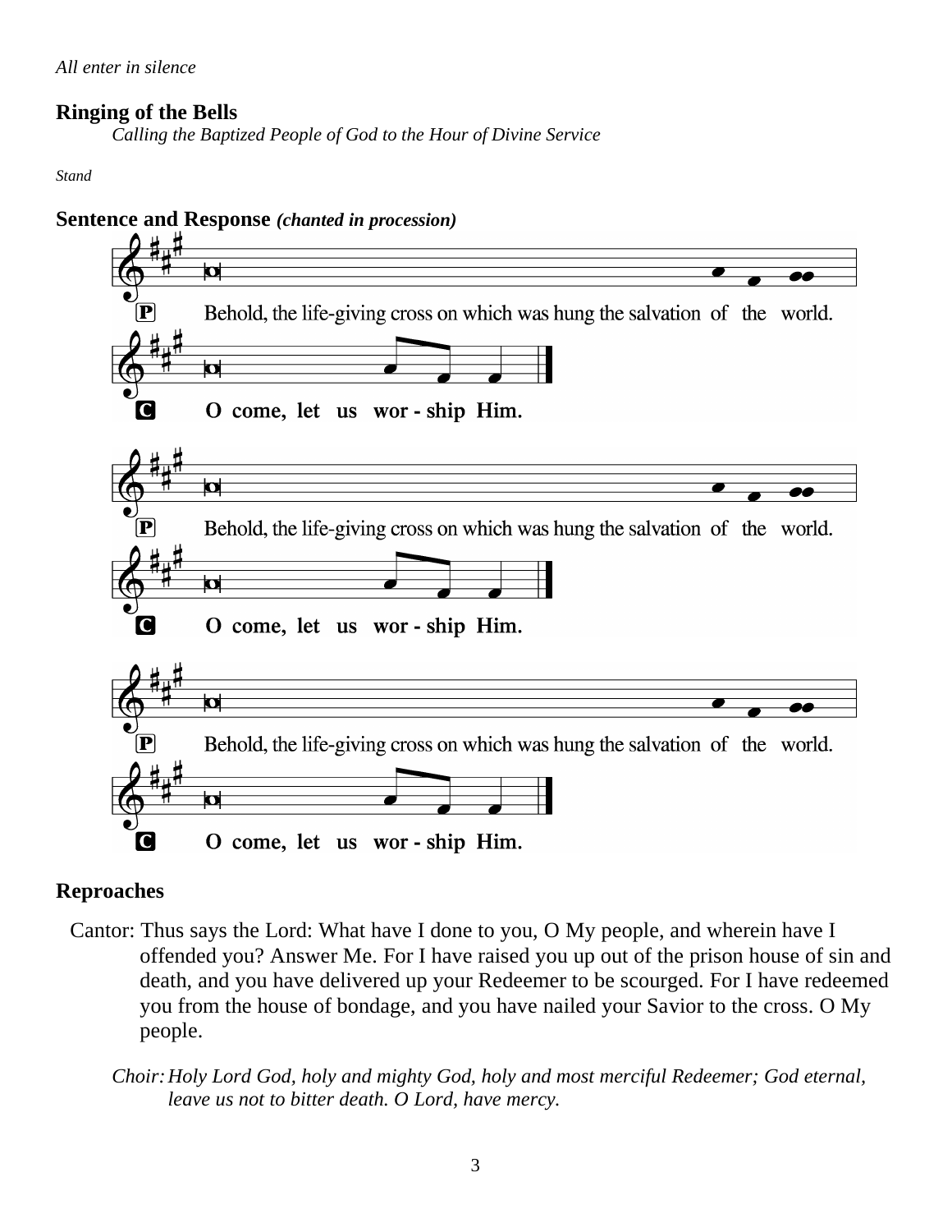*All enter in silence*

**Ringing of the Bells**

*Calling the Baptized People of God to the Hour of Divine Service*

*Stand*

**Sentence and Response** ***(chanted in procession)***

P Behold, the life-giving cross on which was hung the salvation of the world.

**C O come, let us wor - ship Him.**

P Behold, the life-giving cross on which was hung the salvation of the world.

**C O come, let us wor - ship Him.**

P Behold, the life-giving cross on which was hung the salvation of the world.

**C O come, let us wor - ship Him.**

**Reproaches**

Cantor: Thus says the Lord: What have I done to you, O My people, and wherein have I offended you? Answer Me. For I have raised you up out of the prison house of sin and death, and you have delivered up your Redeemer to be scourged. For I have redeemed you from the house of bondage, and you have nailed your Savior to the cross. O My people.

*Choir: Holy Lord God, holy and mighty God, holy and most merciful Redeemer; God eternal, leave us not to bitter death. O Lord, have mercy.*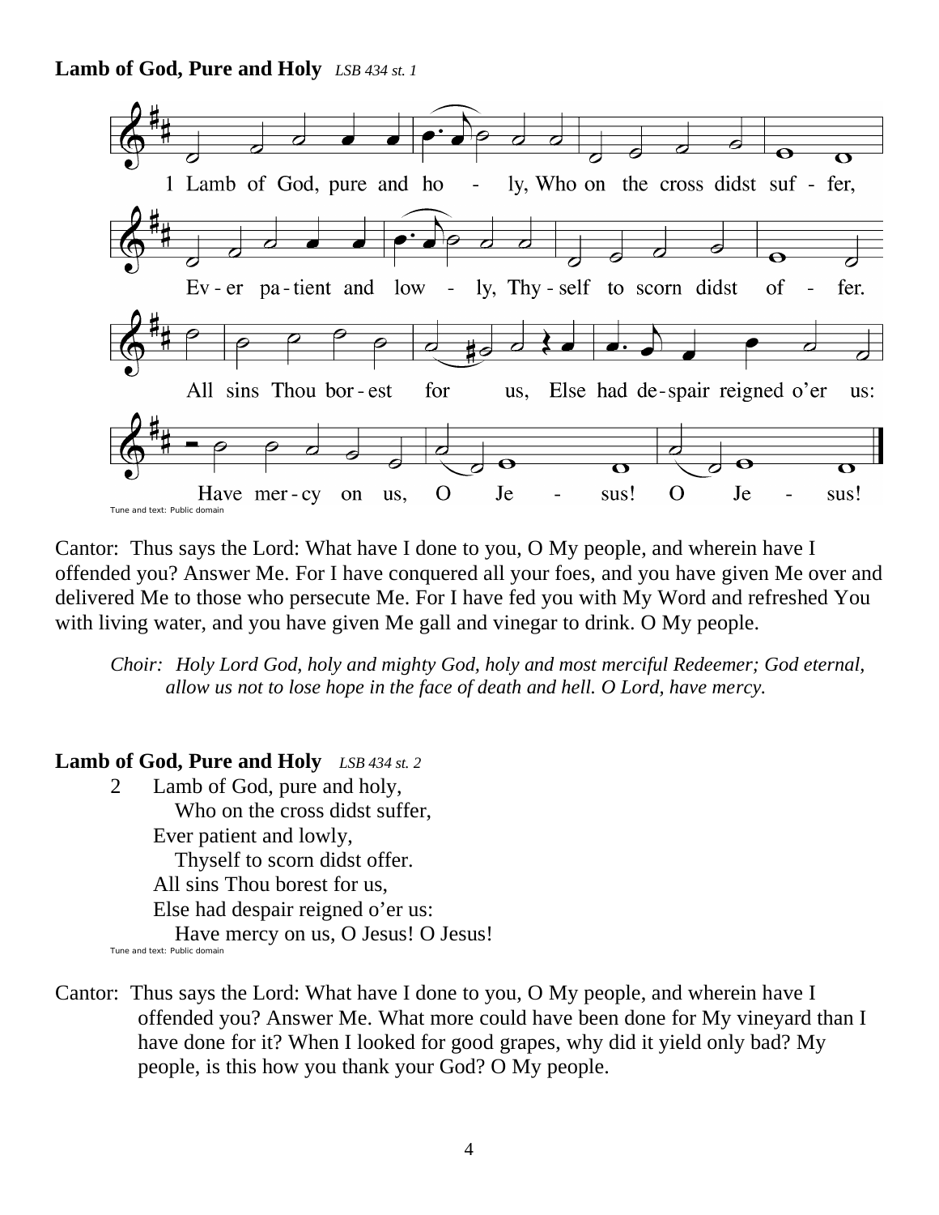**Lamb of God, Pure and Holy** *LSB 434 st. 1*

1 Lamb of God, pure and holy, Who on the cross didst suffer,
Ever patient and lowly, Thyself to scorn didst offer.
All sins Thou borest for us, Else had despair reigned o'er us:
Have mercy on us, O Jesus! O Jesus!

Tune and text: Public domain

Cantor: Thus says the Lord: What have I done to you, O My people, and wherein have I offended you? Answer Me. For I have conquered all your foes, and you have given Me over and delivered Me to those who persecute Me. For I have fed you with My Word and refreshed You with living water, and you have given Me gall and vinegar to drink. O My people.

*Choir: Holy Lord God, holy and mighty God, holy and most merciful Redeemer; God eternal, allow us not to lose hope in the face of death and hell. O Lord, have mercy.*

**Lamb of God, Pure and Holy** *LSB 434 st. 2*

2 Lamb of God, pure and holy,
Who on the cross didst suffer,
Ever patient and lowly,
Thyself to scorn didst offer.
All sins Thou borest for us,
Else had despair reigned o'er us:
Have mercy on us, O Jesus! O Jesus!

Tune and text: Public domain

Cantor: Thus says the Lord: What have I done to you, O My people, and wherein have I offended you? Answer Me. What more could have been done for My vineyard than I have done for it? When I looked for good grapes, why did it yield only bad? My people, is this how you thank your God? O My people.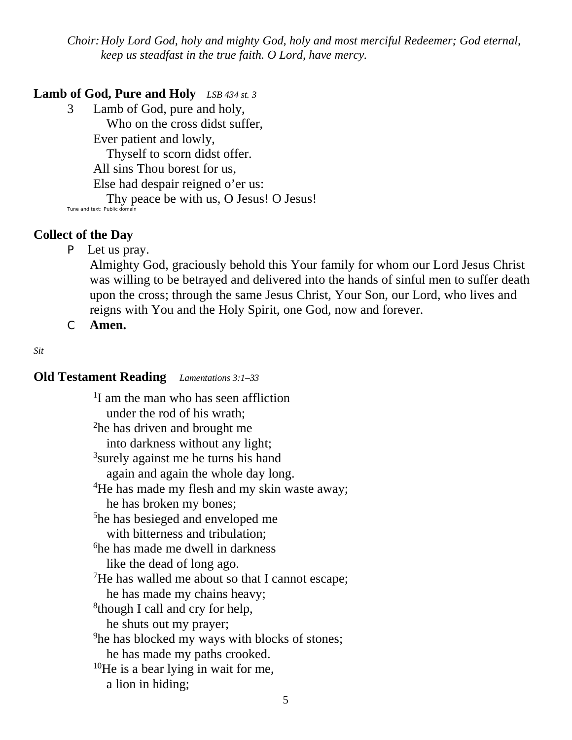*Choir: Holy Lord God, holy and mighty God, holy and most merciful Redeemer; God eternal, keep us steadfast in the true faith. O Lord, have mercy.*

## **Lamb of God, Pure and Holy** *LSB 434 st. 3*

3 Lamb of God, pure and holy,
  Who on the cross didst suffer,
Ever patient and lowly,
  Thyself to scorn didst offer.
All sins Thou borest for us,
Else had despair reigned o'er us:
  Thy peace be with us, O Jesus! O Jesus!

Tune and text: Public domain

## **Collect of the Day**

P Let us pray.
Almighty God, graciously behold this Your family for whom our Lord Jesus Christ was willing to be betrayed and delivered into the hands of sinful men to suffer death upon the cross; through the same Jesus Christ, Your Son, our Lord, who lives and reigns with You and the Holy Spirit, one God, now and forever.

C **Amen.**

*Sit*

## **Old Testament Reading** *Lamentations 3:1–33*

[1]I am the man who has seen affliction
  under the rod of his wrath;
[2]he has driven and brought me
  into darkness without any light;
[3]surely against me he turns his hand
  again and again the whole day long.
[4]He has made my flesh and my skin waste away;
  he has broken my bones;
[5]he has besieged and enveloped me
  with bitterness and tribulation;
[6]he has made me dwell in darkness
  like the dead of long ago.
[7]He has walled me about so that I cannot escape;
  he has made my chains heavy;
[8]though I call and cry for help,
  he shuts out my prayer;
[9]he has blocked my ways with blocks of stones;
  he has made my paths crooked.
[10]He is a bear lying in wait for me,
  a lion in hiding;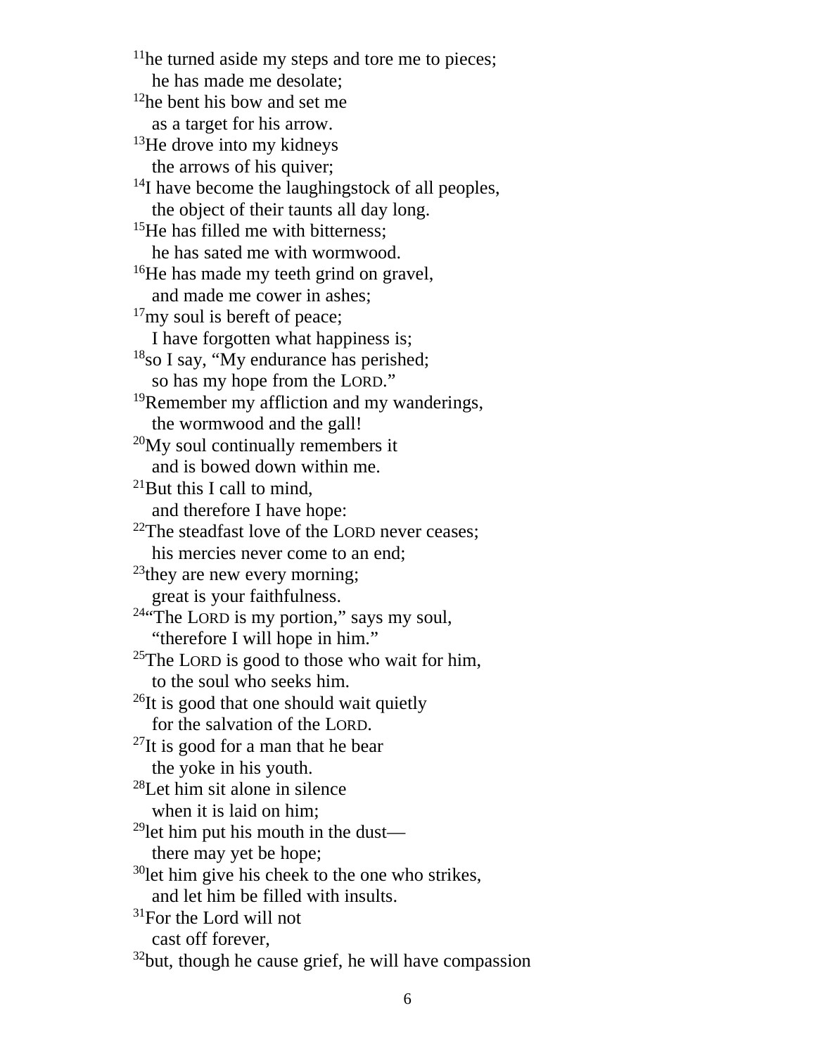[11]he turned aside my steps and tore me to pieces;
  he has made me desolate;
[12]he bent his bow and set me
  as a target for his arrow.
[13]He drove into my kidneys
  the arrows of his quiver;
[14]I have become the laughingstock of all peoples,
  the object of their taunts all day long.
[15]He has filled me with bitterness;
  he has sated me with wormwood.
[16]He has made my teeth grind on gravel,
  and made me cower in ashes;
[17]my soul is bereft of peace;
  I have forgotten what happiness is;
[18]so I say, "My endurance has perished;
  so has my hope from the LORD."
[19]Remember my affliction and my wanderings,
  the wormwood and the gall!
[20]My soul continually remembers it
  and is bowed down within me.
[21]But this I call to mind,
  and therefore I have hope:
[22]The steadfast love of the LORD never ceases;
  his mercies never come to an end;
[23]they are new every morning;
  great is your faithfulness.
[24]"The LORD is my portion," says my soul,
  "therefore I will hope in him."
[25]The LORD is good to those who wait for him,
  to the soul who seeks him.
[26]It is good that one should wait quietly
  for the salvation of the LORD.
[27]It is good for a man that he bear
  the yoke in his youth.
[28]Let him sit alone in silence
  when it is laid on him;
[29]let him put his mouth in the dust—
  there may yet be hope;
[30]let him give his cheek to the one who strikes,
  and let him be filled with insults.
[31]For the Lord will not
  cast off forever,
[32]but, though he cause grief, he will have compassion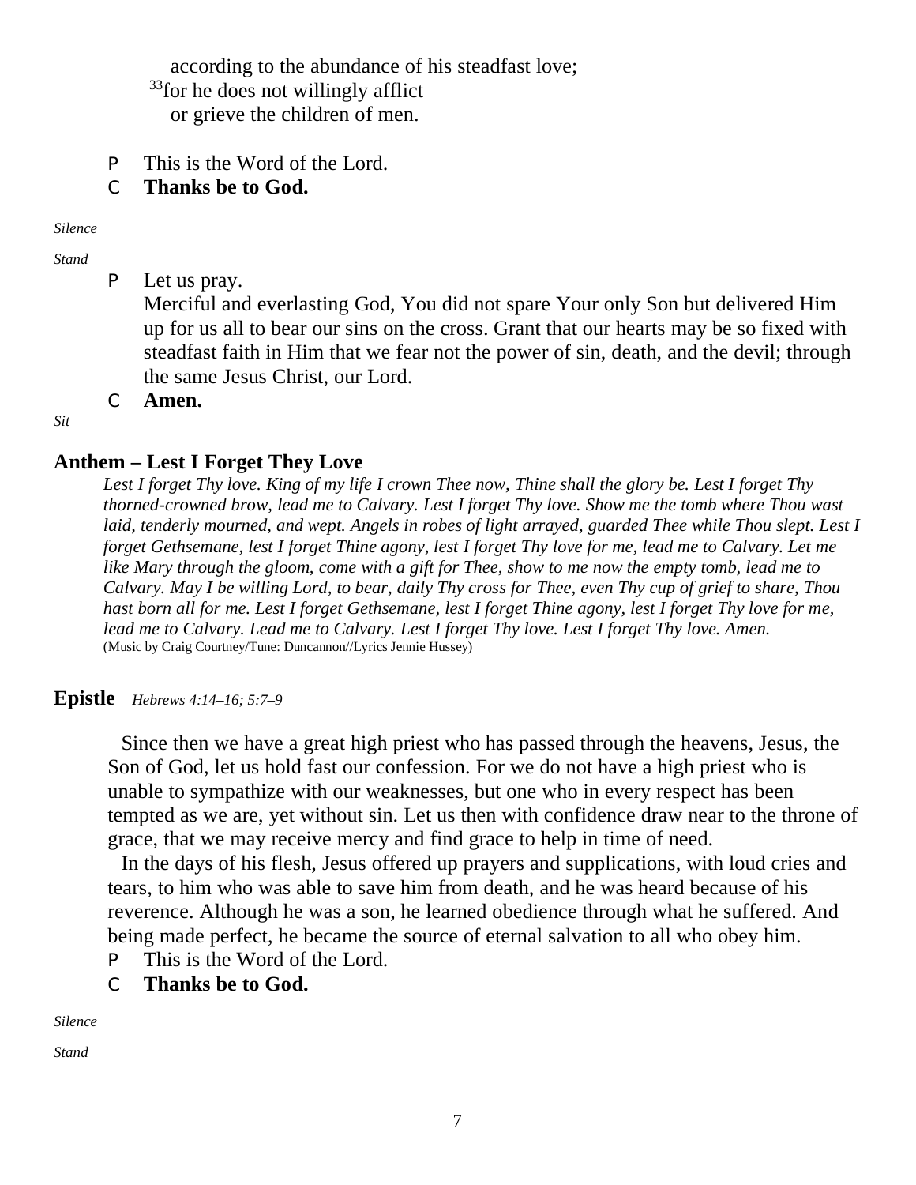according to the abundance of his steadfast love;
[33]for he does not willingly afflict
or grieve the children of men.

P This is the Word of the Lord.

C **Thanks be to God.**

*Silence*

*Stand*

P Let us pray.
Merciful and everlasting God, You did not spare Your only Son but delivered Him up for us all to bear our sins on the cross. Grant that our hearts may be so fixed with steadfast faith in Him that we fear not the power of sin, death, and the devil; through the same Jesus Christ, our Lord.

C **Amen.**

*Sit*

## Anthem – Lest I Forget They Love

*Lest I forget Thy love. King of my life I crown Thee now, Thine shall the glory be. Lest I forget Thy thorned-crowned brow, lead me to Calvary. Lest I forget Thy love. Show me the tomb where Thou wast laid, tenderly mourned, and wept. Angels in robes of light arrayed, guarded Thee while Thou slept. Lest I forget Gethsemane, lest I forget Thine agony, lest I forget Thy love for me, lead me to Calvary. Let me like Mary through the gloom, come with a gift for Thee, show to me now the empty tomb, lead me to Calvary. May I be willing Lord, to bear, daily Thy cross for Thee, even Thy cup of grief to share, Thou hast born all for me. Lest I forget Gethsemane, lest I forget Thine agony, lest I forget Thy love for me, lead me to Calvary. Lead me to Calvary. Lest I forget Thy love. Lest I forget Thy love. Amen.*
(Music by Craig Courtney/Tune: Duncannon//Lyrics Jennie Hussey)

## Epistle *Hebrews 4:14–16; 5:7–9*

Since then we have a great high priest who has passed through the heavens, Jesus, the Son of God, let us hold fast our confession. For we do not have a high priest who is unable to sympathize with our weaknesses, but one who in every respect has been tempted as we are, yet without sin. Let us then with confidence draw near to the throne of grace, that we may receive mercy and find grace to help in time of need.

In the days of his flesh, Jesus offered up prayers and supplications, with loud cries and tears, to him who was able to save him from death, and he was heard because of his reverence. Although he was a son, he learned obedience through what he suffered. And being made perfect, he became the source of eternal salvation to all who obey him.

P This is the Word of the Lord.

C **Thanks be to God.**

*Silence*

*Stand*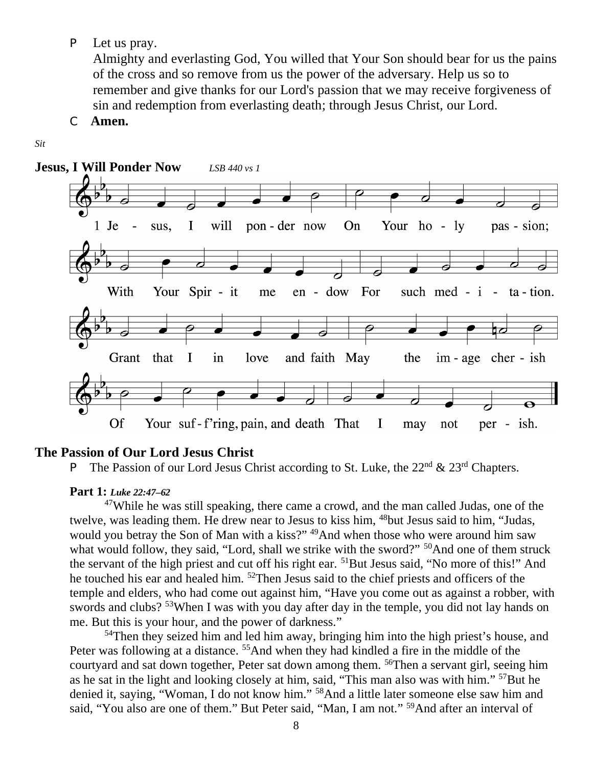P Let us pray.
Almighty and everlasting God, You willed that Your Son should bear for us the pains of the cross and so remove from us the power of the adversary. Help us so to remember and give thanks for our Lord's passion that we may receive forgiveness of sin and redemption from everlasting death; through Jesus Christ, our Lord.

C **Amen.**

*Sit*

**Jesus, I Will Ponder Now** *LSB 440 vs 1*

1 Jesus, I will ponder now On Your holy passion;
With Your Spirit me endow For such meditation.
Grant that I in love and faith May the image cherish
Of Your suff'ring, pain, and death That I may not perish.

## The Passion of Our Lord Jesus Christ

P The Passion of our Lord Jesus Christ according to St. Luke, the 22nd & 23rd Chapters.

**Part 1:** ***Luke 22:47–62***

47While he was still speaking, there came a crowd, and the man called Judas, one of the twelve, was leading them. He drew near to Jesus to kiss him, 48but Jesus said to him, "Judas, would you betray the Son of Man with a kiss?" 49And when those who were around him saw what would follow, they said, "Lord, shall we strike with the sword?" 50And one of them struck the servant of the high priest and cut off his right ear. 51But Jesus said, "No more of this!" And he touched his ear and healed him. 52Then Jesus said to the chief priests and officers of the temple and elders, who had come out against him, "Have you come out as against a robber, with swords and clubs? 53When I was with you day after day in the temple, you did not lay hands on me. But this is your hour, and the power of darkness."

54Then they seized him and led him away, bringing him into the high priest's house, and Peter was following at a distance. 55And when they had kindled a fire in the middle of the courtyard and sat down together, Peter sat down among them. 56Then a servant girl, seeing him as he sat in the light and looking closely at him, said, "This man also was with him." 57But he denied it, saying, "Woman, I do not know him." 58And a little later someone else saw him and said, "You also are one of them." But Peter said, "Man, I am not." 59And after an interval of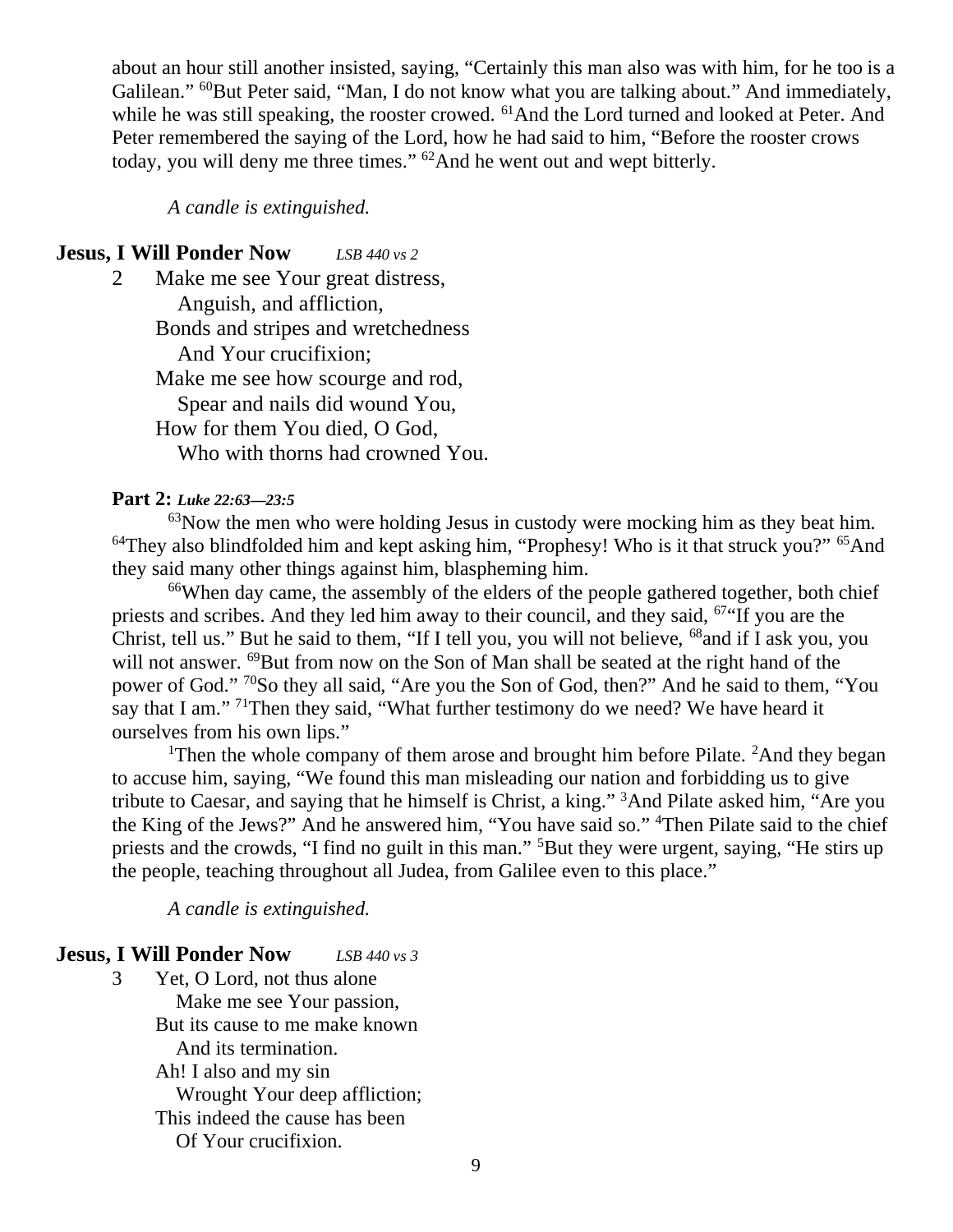about an hour still another insisted, saying, "Certainly this man also was with him, for he too is a Galilean." [60]But Peter said, "Man, I do not know what you are talking about." And immediately, while he was still speaking, the rooster crowed. [61]And the Lord turned and looked at Peter. And Peter remembered the saying of the Lord, how he had said to him, "Before the rooster crows today, you will deny me three times." [62]And he went out and wept bitterly.

*A candle is extinguished.*

## Jesus, I Will Ponder Now *LSB 440 vs 2*

2 Make me see Your great distress,
Anguish, and affliction,
Bonds and stripes and wretchedness
And Your crucifixion;
Make me see how scourge and rod,
Spear and nails did wound You,
How for them You died, O God,
Who with thorns had crowned You.

**Part 2:** ***Luke 22:63—23:5***

[63]Now the men who were holding Jesus in custody were mocking him as they beat him. [64]They also blindfolded him and kept asking him, "Prophesy! Who is it that struck you?" [65]And they said many other things against him, blaspheming him.

[66]When day came, the assembly of the elders of the people gathered together, both chief priests and scribes. And they led him away to their council, and they said, [67]"If you are the Christ, tell us." But he said to them, "If I tell you, you will not believe, [68]and if I ask you, you will not answer. [69]But from now on the Son of Man shall be seated at the right hand of the power of God." [70]So they all said, "Are you the Son of God, then?" And he said to them, "You say that I am." [71]Then they said, "What further testimony do we need? We have heard it ourselves from his own lips."

[1]Then the whole company of them arose and brought him before Pilate. [2]And they began to accuse him, saying, "We found this man misleading our nation and forbidding us to give tribute to Caesar, and saying that he himself is Christ, a king." [3]And Pilate asked him, "Are you the King of the Jews?" And he answered him, "You have said so." [4]Then Pilate said to the chief priests and the crowds, "I find no guilt in this man." [5]But they were urgent, saying, "He stirs up the people, teaching throughout all Judea, from Galilee even to this place."

*A candle is extinguished.*

## Jesus, I Will Ponder Now *LSB 440 vs 3*

3 Yet, O Lord, not thus alone
Make me see Your passion,
But its cause to me make known
And its termination.
Ah! I also and my sin
Wrought Your deep affliction;
This indeed the cause has been
Of Your crucifixion.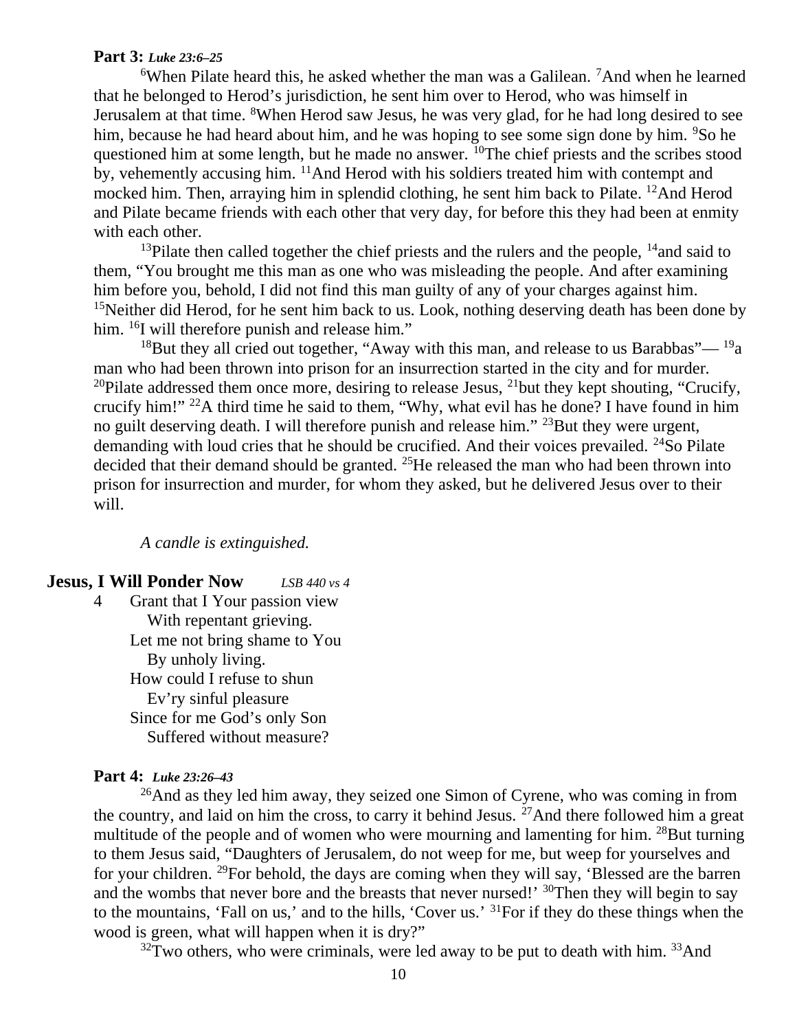**Part 3:** ***Luke 23:6–25***

[6]When Pilate heard this, he asked whether the man was a Galilean. [7]And when he learned that he belonged to Herod's jurisdiction, he sent him over to Herod, who was himself in Jerusalem at that time. [8]When Herod saw Jesus, he was very glad, for he had long desired to see him, because he had heard about him, and he was hoping to see some sign done by him. [9]So he questioned him at some length, but he made no answer. [10]The chief priests and the scribes stood by, vehemently accusing him. [11]And Herod with his soldiers treated him with contempt and mocked him. Then, arraying him in splendid clothing, he sent him back to Pilate. [12]And Herod and Pilate became friends with each other that very day, for before this they had been at enmity with each other.

[13]Pilate then called together the chief priests and the rulers and the people, [14]and said to them, "You brought me this man as one who was misleading the people. And after examining him before you, behold, I did not find this man guilty of any of your charges against him. [15]Neither did Herod, for he sent him back to us. Look, nothing deserving death has been done by him. [16]I will therefore punish and release him."

[18]But they all cried out together, "Away with this man, and release to us Barabbas"— [19]a man who had been thrown into prison for an insurrection started in the city and for murder. [20]Pilate addressed them once more, desiring to release Jesus, [21]but they kept shouting, "Crucify, crucify him!" [22]A third time he said to them, "Why, what evil has he done? I have found in him no guilt deserving death. I will therefore punish and release him." [23]But they were urgent, demanding with loud cries that he should be crucified. And their voices prevailed. [24]So Pilate decided that their demand should be granted. [25]He released the man who had been thrown into prison for insurrection and murder, for whom they asked, but he delivered Jesus over to their will.

*A candle is extinguished.*

## Jesus, I Will Ponder Now *LSB 440 vs 4*

4 Grant that I Your passion view  
With repentant grieving.  
Let me not bring shame to You  
By unholy living.  
How could I refuse to shun  
Ev'ry sinful pleasure  
Since for me God's only Son  
Suffered without measure?

**Part 4:** ***Luke 23:26–43***

[26]And as they led him away, they seized one Simon of Cyrene, who was coming in from the country, and laid on him the cross, to carry it behind Jesus. [27]And there followed him a great multitude of the people and of women who were mourning and lamenting for him. [28]But turning to them Jesus said, "Daughters of Jerusalem, do not weep for me, but weep for yourselves and for your children. [29]For behold, the days are coming when they will say, 'Blessed are the barren and the wombs that never bore and the breasts that never nursed!' [30]Then they will begin to say to the mountains, 'Fall on us,' and to the hills, 'Cover us.' [31]For if they do these things when the wood is green, what will happen when it is dry?"

[32]Two others, who were criminals, were led away to be put to death with him. [33]And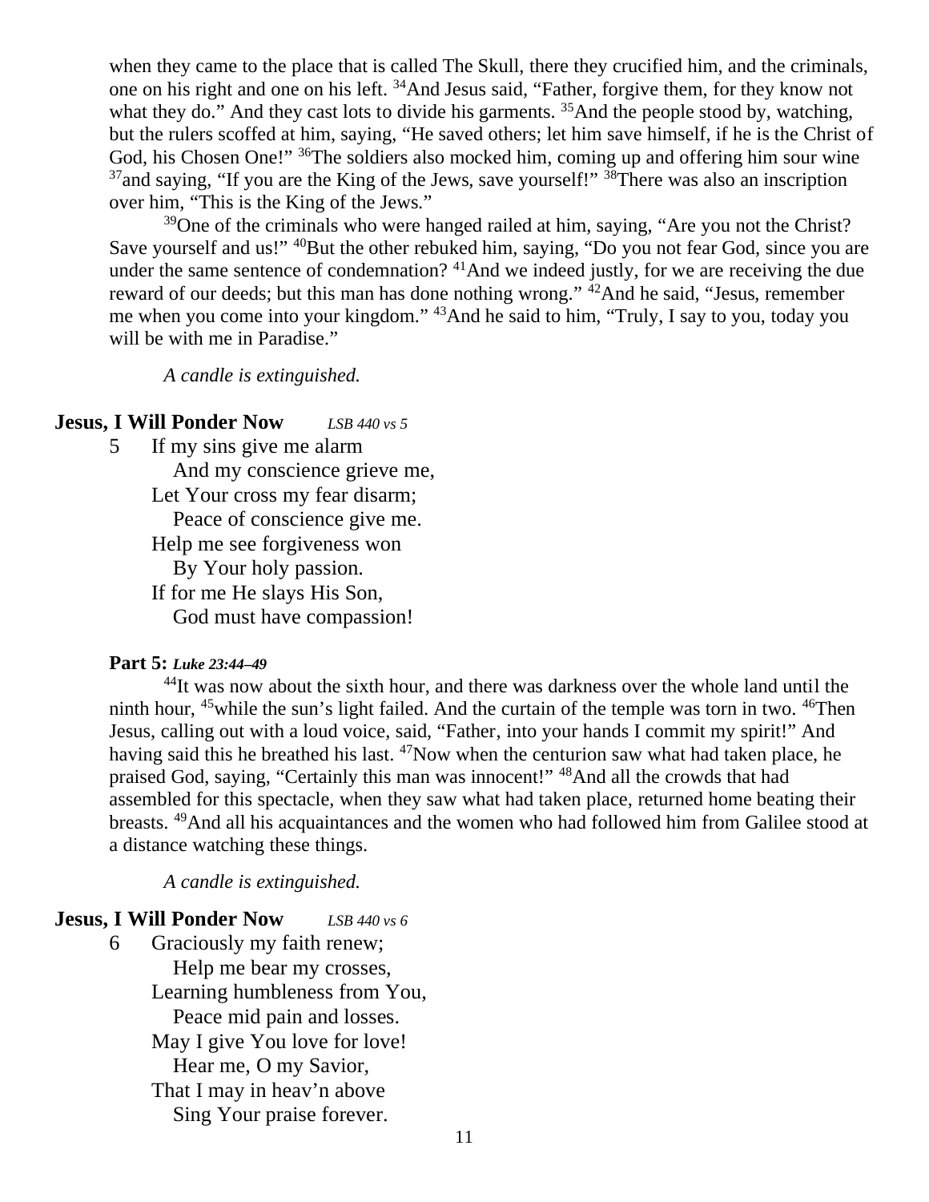when they came to the place that is called The Skull, there they crucified him, and the criminals, one on his right and one on his left. [34]And Jesus said, "Father, forgive them, for they know not what they do." And they cast lots to divide his garments. [35]And the people stood by, watching, but the rulers scoffed at him, saying, "He saved others; let him save himself, if he is the Christ of God, his Chosen One!" [36]The soldiers also mocked him, coming up and offering him sour wine [37]and saying, "If you are the King of the Jews, save yourself!" [38]There was also an inscription over him, "This is the King of the Jews."

[39]One of the criminals who were hanged railed at him, saying, "Are you not the Christ? Save yourself and us!" [40]But the other rebuked him, saying, "Do you not fear God, since you are under the same sentence of condemnation? [41]And we indeed justly, for we are receiving the due reward of our deeds; but this man has done nothing wrong." [42]And he said, "Jesus, remember me when you come into your kingdom." [43]And he said to him, "Truly, I say to you, today you will be with me in Paradise."

*A candle is extinguished.*

**Jesus, I Will Ponder Now** *LSB 440 vs 5*

5 If my sins give me alarm
And my conscience grieve me,
Let Your cross my fear disarm;
Peace of conscience give me.
Help me see forgiveness won
By Your holy passion.
If for me He slays His Son,
God must have compassion!

**Part 5:** ***Luke 23:44–49***

[44]It was now about the sixth hour, and there was darkness over the whole land until the ninth hour, [45]while the sun's light failed. And the curtain of the temple was torn in two. [46]Then Jesus, calling out with a loud voice, said, "Father, into your hands I commit my spirit!" And having said this he breathed his last. [47]Now when the centurion saw what had taken place, he praised God, saying, "Certainly this man was innocent!" [48]And all the crowds that had assembled for this spectacle, when they saw what had taken place, returned home beating their breasts. [49]And all his acquaintances and the women who had followed him from Galilee stood at a distance watching these things.

*A candle is extinguished.*

**Jesus, I Will Ponder Now** *LSB 440 vs 6*

6 Graciously my faith renew;
Help me bear my crosses,
Learning humbleness from You,
Peace mid pain and losses.
May I give You love for love!
Hear me, O my Savior,
That I may in heav'n above
Sing Your praise forever.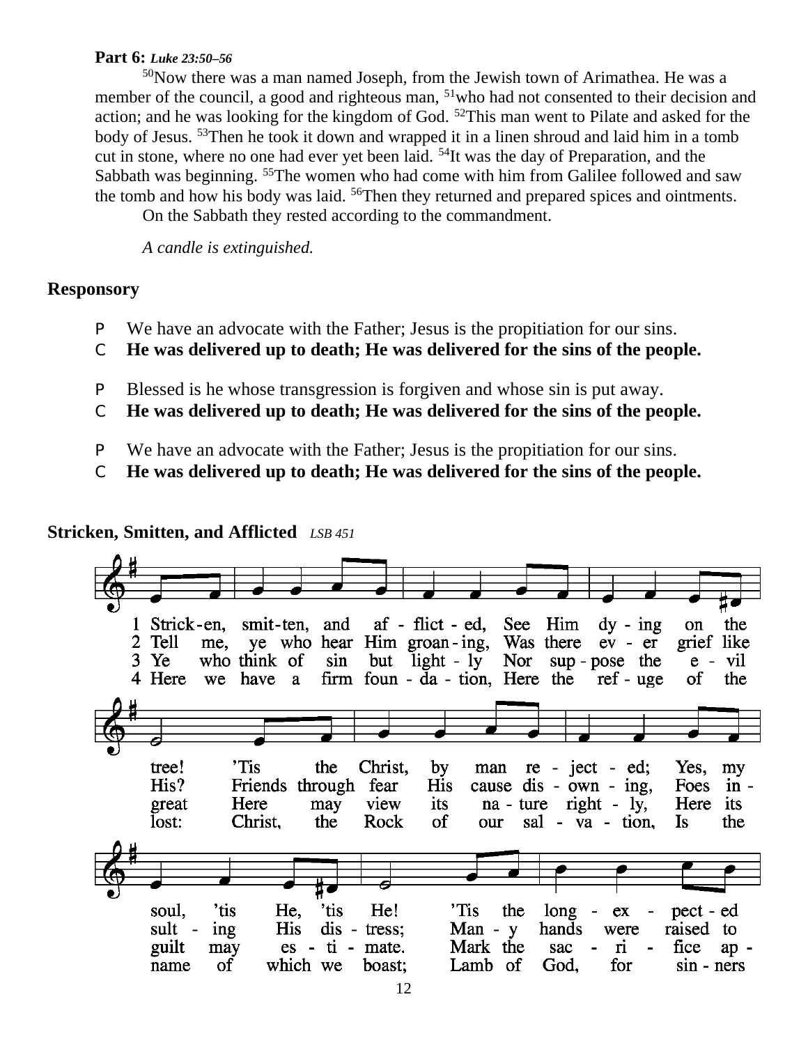**Part 6:** ***Luke 23:50–56***

[50]Now there was a man named Joseph, from the Jewish town of Arimathea. He was a member of the council, a good and righteous man, [51]who had not consented to their decision and action; and he was looking for the kingdom of God. [52]This man went to Pilate and asked for the body of Jesus. [53]Then he took it down and wrapped it in a linen shroud and laid him in a tomb cut in stone, where no one had ever yet been laid. [54]It was the day of Preparation, and the Sabbath was beginning. [55]The women who had come with him from Galilee followed and saw the tomb and how his body was laid. [56]Then they returned and prepared spices and ointments.

On the Sabbath they rested according to the commandment.

*A candle is extinguished.*

**Responsory**

P We have an advocate with the Father; Jesus is the propitiation for our sins.
C **He was delivered up to death; He was delivered for the sins of the people.**

P Blessed is he whose transgression is forgiven and whose sin is put away.
C **He was delivered up to death; He was delivered for the sins of the people.**

P We have an advocate with the Father; Jesus is the propitiation for our sins.
C **He was delivered up to death; He was delivered for the sins of the people.**

**Stricken, Smitten, and Afflicted** *LSB 451*

1 Strick-en, smit-ten, and af - flict - ed, See Him dy - ing on the tree! 'Tis the Christ, by man re - ject - ed; Yes, my soul, 'tis He, 'tis He! 'Tis the long - ex - pect - ed

2 Tell me, ye who hear Him groan - ing, Was there ev - er grief like His? Friends through fear His cause dis - own - ing, Foes in - sult - ing His dis - tress; Man - y hands were raised to

3 Ye who think of sin but light - ly Nor sup - pose the e - vil great Here may view its na - ture right - ly, Here its guilt may es - ti - mate. Mark the sac - ri - fice ap -

4 Here we have a firm foun - da - tion, Here the ref - uge of the lost: Christ, the Rock of our sal - va - tion, Is the name of which we boast; Lamb of God, for sin - ners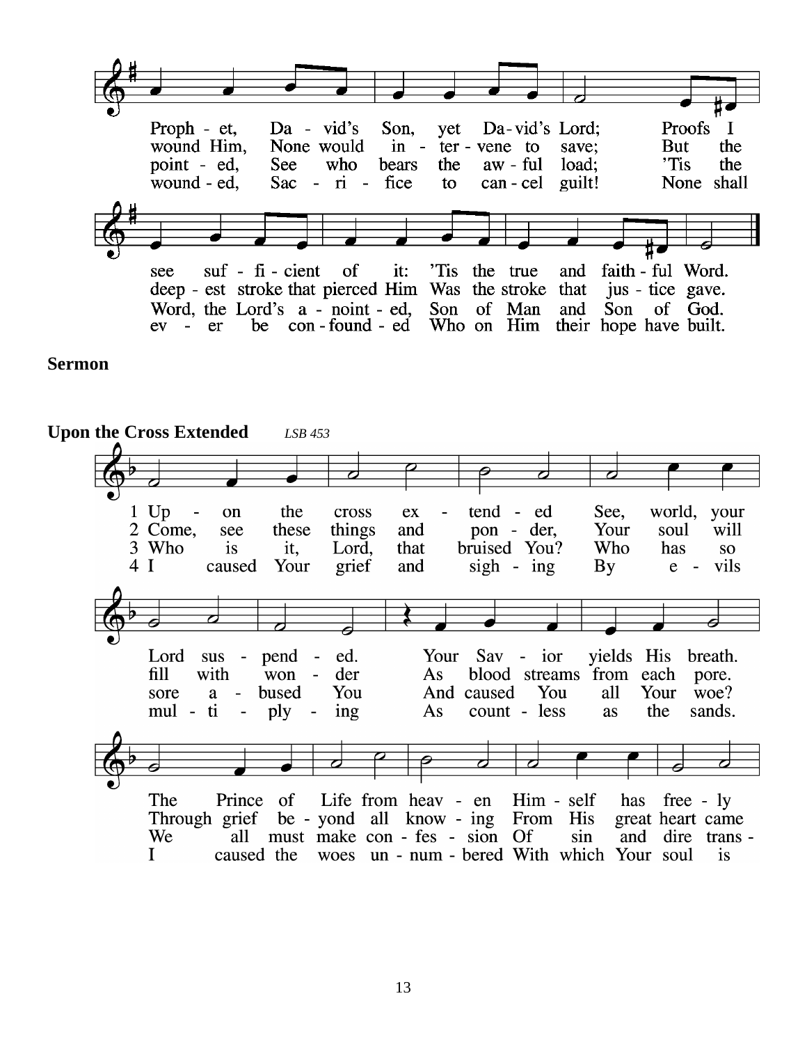Proph - et, Da - vid's Son, yet Da-vid's Lord; Proofs I see suf - fi - cient of it: 'Tis the true and faith - ful Word.

wound Him, None would in - ter - vene to save; But the deep - est stroke that pierced Him Was the stroke that jus - tice gave.

point - ed, See who bears the aw - ful load; 'Tis the Word, the Lord's a - noint - ed, Son of Man and Son of God.

wound - ed, Sac - ri - fice to can - cel guilt! None shall ev - er be con - found - ed Who on Him their hope have built.

**Sermon**

**Upon the Cross Extended** *LSB 453*

1 Up - on the cross ex - tend - ed See, world, your Lord sus - pend - ed. Your Sav - ior yields His breath. The Prince of Life from heav - en Him - self has free - ly

2 Come, see these things and pon - der, Your soul will fill with won - der As blood streams from each pore. Through grief be - yond all know - ing From His great heart came

3 Who is it, Lord, that bruised You? Who has so sore a - bused You And caused You all Your woe? We all must make con - fes - sion Of sin and dire trans -

4 I caused Your grief and sigh - ing By e - vils mul - ti - ply - ing As count - less as the sands. I caused the woes un - num - bered With which Your soul is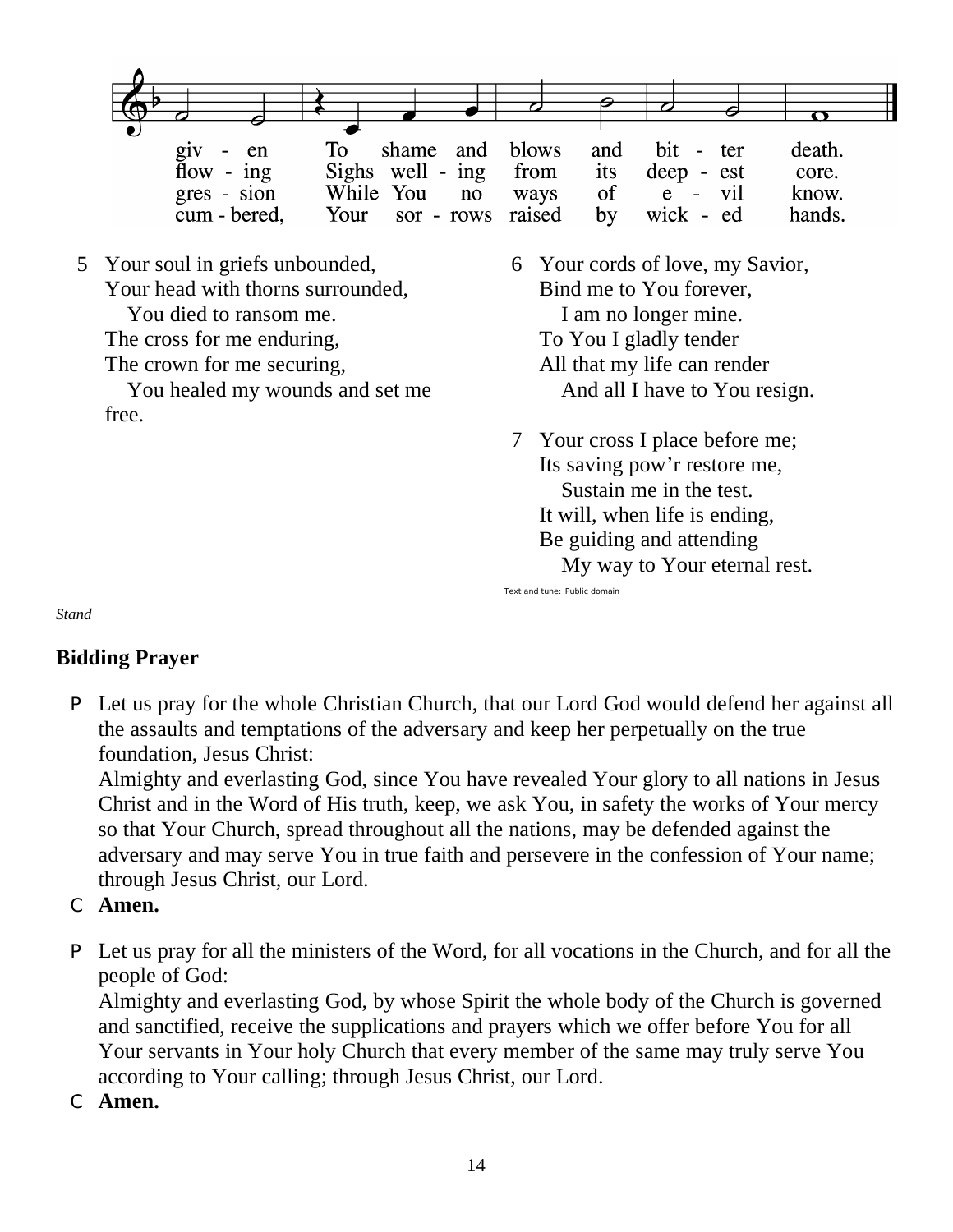giv - en To shame and blows and bit - ter death.
flow - ing Sighs well - ing from its deep - est core.
gres - sion While You no ways of e - vil know.
cum - bered, Your sor - rows raised by wick - ed hands.

5 Your soul in griefs unbounded,
Your head with thorns surrounded,
You died to ransom me.
The cross for me enduring,
The crown for me securing,
You healed my wounds and set me free.

6 Your cords of love, my Savior,
Bind me to You forever,
I am no longer mine.
To You I gladly tender
All that my life can render
And all I have to You resign.

7 Your cross I place before me;
Its saving pow'r restore me,
Sustain me in the test.
It will, when life is ending,
Be guiding and attending
My way to Your eternal rest.

Text and tune: Public domain

*Stand*

**Bidding Prayer**

P Let us pray for the whole Christian Church, that our Lord God would defend her against all the assaults and temptations of the adversary and keep her perpetually on the true foundation, Jesus Christ:
Almighty and everlasting God, since You have revealed Your glory to all nations in Jesus Christ and in the Word of His truth, keep, we ask You, in safety the works of Your mercy so that Your Church, spread throughout all the nations, may be defended against the adversary and may serve You in true faith and persevere in the confession of Your name; through Jesus Christ, our Lord.

C **Amen.**

P Let us pray for all the ministers of the Word, for all vocations in the Church, and for all the people of God:
Almighty and everlasting God, by whose Spirit the whole body of the Church is governed and sanctified, receive the supplications and prayers which we offer before You for all Your servants in Your holy Church that every member of the same may truly serve You according to Your calling; through Jesus Christ, our Lord.

C **Amen.**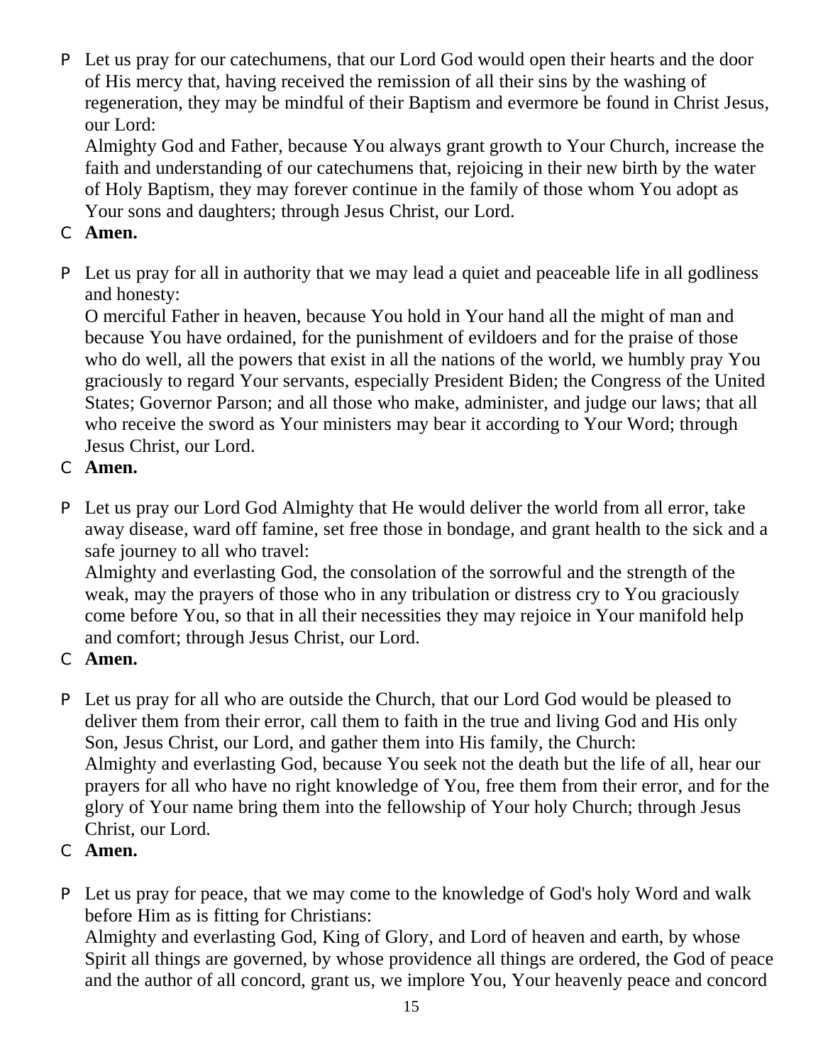P Let us pray for our catechumens, that our Lord God would open their hearts and the door of His mercy that, having received the remission of all their sins by the washing of regeneration, they may be mindful of their Baptism and evermore be found in Christ Jesus, our Lord:
Almighty God and Father, because You always grant growth to Your Church, increase the faith and understanding of our catechumens that, rejoicing in their new birth by the water of Holy Baptism, they may forever continue in the family of those whom You adopt as Your sons and daughters; through Jesus Christ, our Lord.

C **Amen.**

P Let us pray for all in authority that we may lead a quiet and peaceable life in all godliness and honesty:
O merciful Father in heaven, because You hold in Your hand all the might of man and because You have ordained, for the punishment of evildoers and for the praise of those who do well, all the powers that exist in all the nations of the world, we humbly pray You graciously to regard Your servants, especially President Biden; the Congress of the United States; Governor Parson; and all those who make, administer, and judge our laws; that all who receive the sword as Your ministers may bear it according to Your Word; through Jesus Christ, our Lord.

C **Amen.**

P Let us pray our Lord God Almighty that He would deliver the world from all error, take away disease, ward off famine, set free those in bondage, and grant health to the sick and a safe journey to all who travel:
Almighty and everlasting God, the consolation of the sorrowful and the strength of the weak, may the prayers of those who in any tribulation or distress cry to You graciously come before You, so that in all their necessities they may rejoice in Your manifold help and comfort; through Jesus Christ, our Lord.

C **Amen.**

P Let us pray for all who are outside the Church, that our Lord God would be pleased to deliver them from their error, call them to faith in the true and living God and His only Son, Jesus Christ, our Lord, and gather them into His family, the Church:
Almighty and everlasting God, because You seek not the death but the life of all, hear our prayers for all who have no right knowledge of You, free them from their error, and for the glory of Your name bring them into the fellowship of Your holy Church; through Jesus Christ, our Lord.

C **Amen.**

P Let us pray for peace, that we may come to the knowledge of God's holy Word and walk before Him as is fitting for Christians:
Almighty and everlasting God, King of Glory, and Lord of heaven and earth, by whose Spirit all things are governed, by whose providence all things are ordered, the God of peace and the author of all concord, grant us, we implore You, Your heavenly peace and concord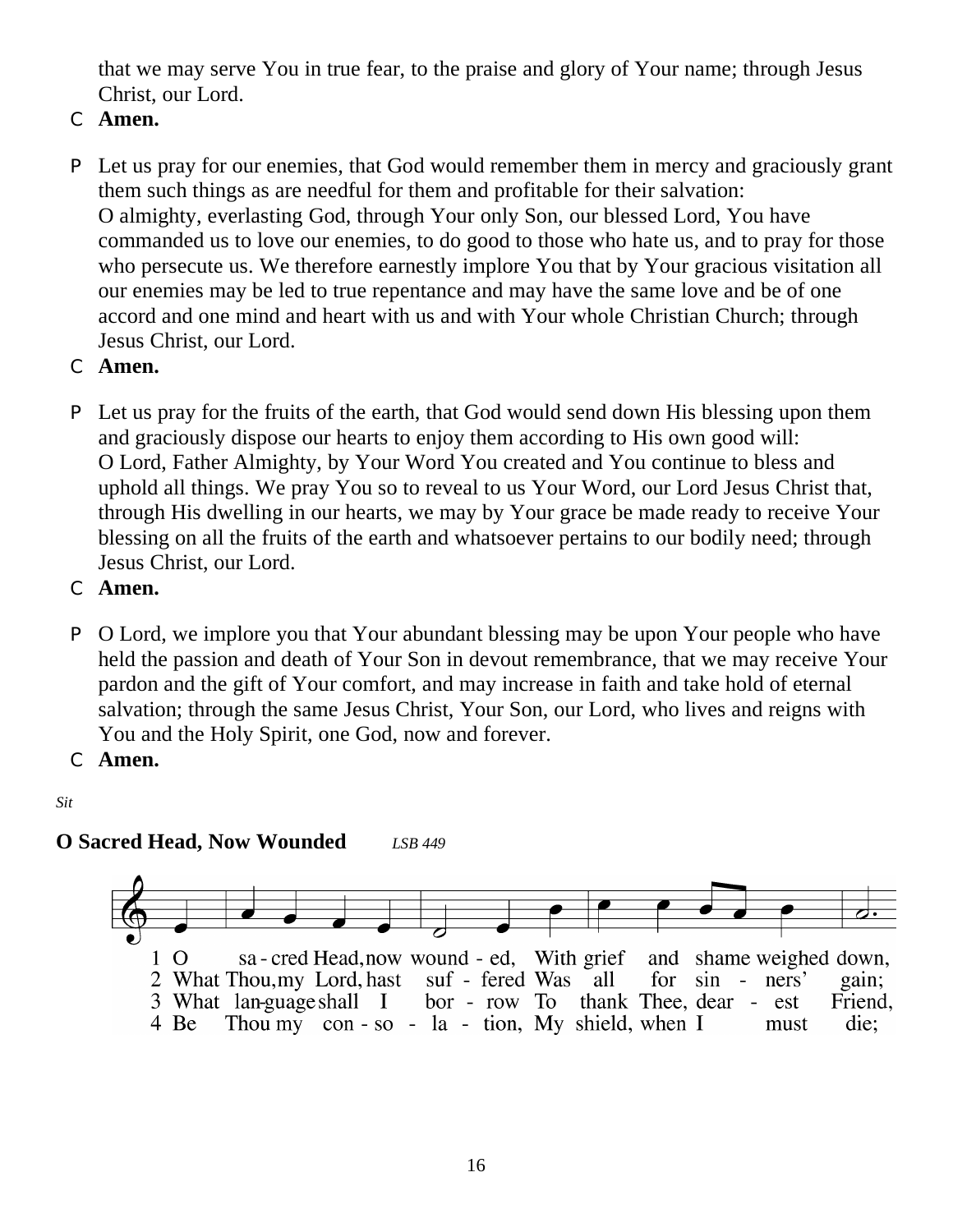that we may serve You in true fear, to the praise and glory of Your name; through Jesus Christ, our Lord.

C **Amen.**

P Let us pray for our enemies, that God would remember them in mercy and graciously grant them such things as are needful for them and profitable for their salvation:
O almighty, everlasting God, through Your only Son, our blessed Lord, You have commanded us to love our enemies, to do good to those who hate us, and to pray for those who persecute us. We therefore earnestly implore You that by Your gracious visitation all our enemies may be led to true repentance and may have the same love and be of one accord and one mind and heart with us and with Your whole Christian Church; through Jesus Christ, our Lord.

C **Amen.**

P Let us pray for the fruits of the earth, that God would send down His blessing upon them and graciously dispose our hearts to enjoy them according to His own good will:
O Lord, Father Almighty, by Your Word You created and You continue to bless and uphold all things. We pray You so to reveal to us Your Word, our Lord Jesus Christ that, through His dwelling in our hearts, we may by Your grace be made ready to receive Your blessing on all the fruits of the earth and whatsoever pertains to our bodily need; through Jesus Christ, our Lord.

C **Amen.**

P O Lord, we implore you that Your abundant blessing may be upon Your people who have held the passion and death of Your Son in devout remembrance, that we may receive Your pardon and the gift of Your comfort, and may increase in faith and take hold of eternal salvation; through the same Jesus Christ, Your Son, our Lord, who lives and reigns with You and the Holy Spirit, one God, now and forever.

C **Amen.**

*Sit*

**O Sacred Head, Now Wounded** *LSB 449*

1 O sa - cred Head, now wound - ed, With grief and shame weighed down,
2 What Thou, my Lord, hast suf - fered Was all for sin - ners' gain;
3 What lan-guage shall I bor - row To thank Thee, dear - est Friend,
4 Be Thou my con - so - la - tion, My shield, when I must die;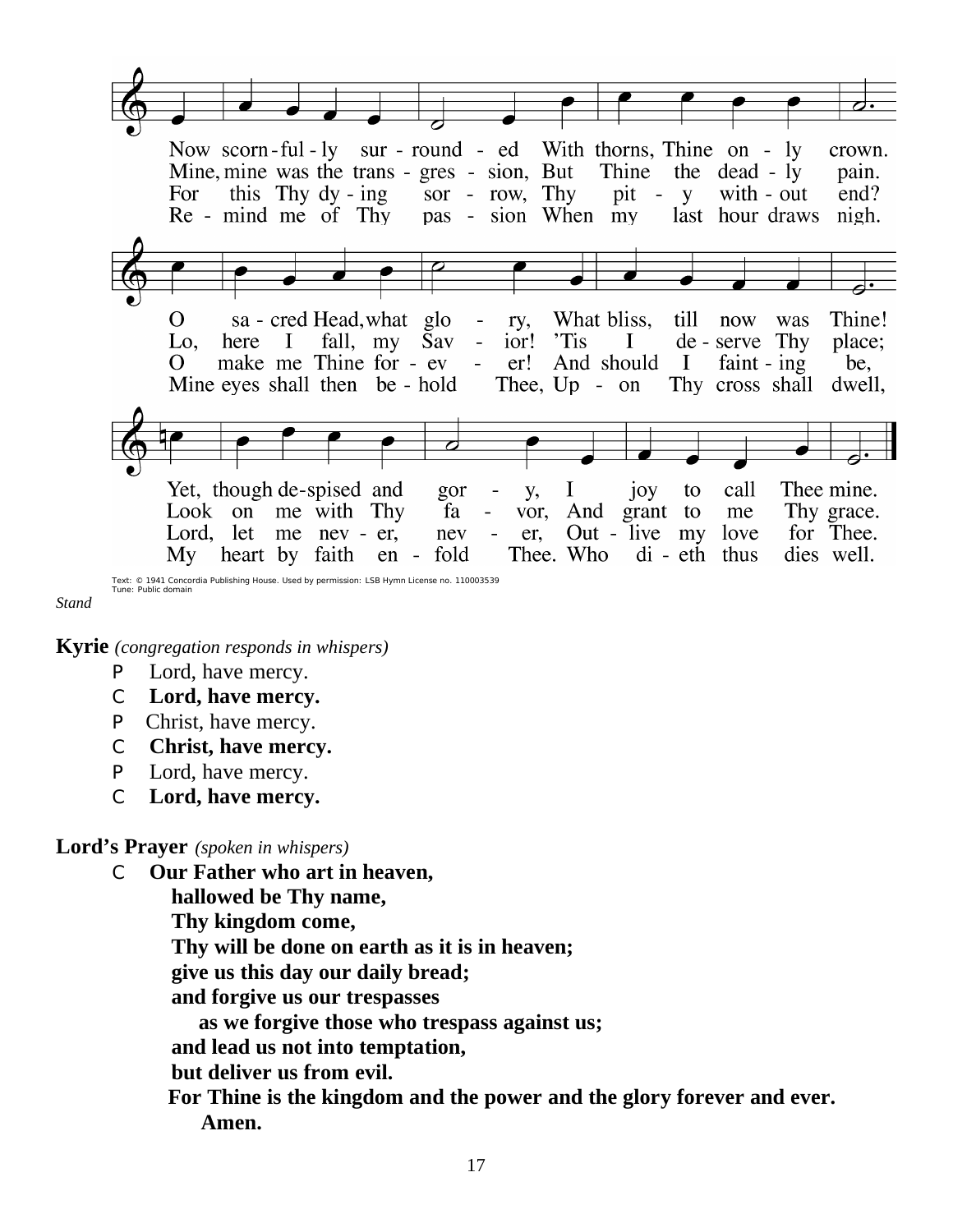Now scorn-ful-ly sur-round-ed With thorns, Thine on-ly crown.
O sa-cred Head, what glo-ry, What bliss, till now was Thine!
Yet, though de-spised and gor-y, I joy to call Thee mine.

Mine, mine was the trans-gres-sion, But Thine the dead-ly pain.
Lo, here I fall, my Sav-ior! 'Tis I de-serve Thy place;
Look on me with Thy fa-vor, And grant to me Thy grace.

For this Thy dy-ing sor-row, Thy pit-y with-out end?
O make me Thine for-ev-er! And should I faint-ing be,
Lord, let me nev-er, nev-er, Out-live my love for Thee.

Re-mind me of Thy pas-sion When my last hour draws nigh.
Mine eyes shall then be-hold Thee, Up-on Thy cross shall dwell,
My heart by faith en-fold Thee. Who di-eth thus dies well.

Text: © 1941 Concordia Publishing House. Used by permission: LSB Hymn License no. 110003539
Tune: Public domain

*Stand*

**Kyrie** *(congregation responds in whispers)*

P Lord, have mercy.
C **Lord, have mercy.**
P Christ, have mercy.
C **Christ, have mercy.**
P Lord, have mercy.
C **Lord, have mercy.**

**Lord's Prayer** *(spoken in whispers)*

C **Our Father who art in heaven,**
**hallowed be Thy name,**
**Thy kingdom come,**
**Thy will be done on earth as it is in heaven;**
**give us this day our daily bread;**
**and forgive us our trespasses**
**as we forgive those who trespass against us;**
**and lead us not into temptation,**
**but deliver us from evil.**
**For Thine is the kingdom and the power and the glory forever and ever.**
**Amen.**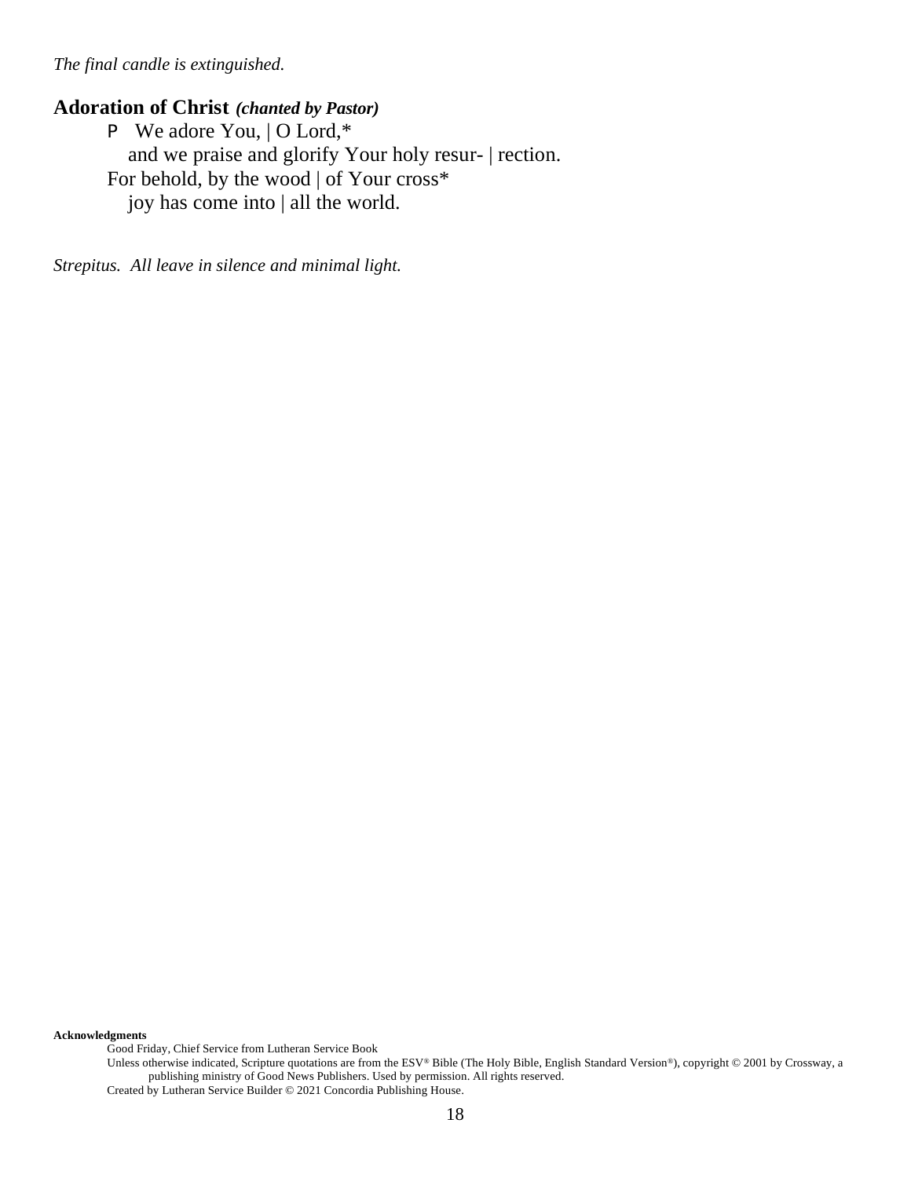*The final candle is extinguished.*

## Adoration of Christ *(chanted by Pastor)*

P We adore You, | O Lord,*
  and we praise and glorify Your holy resur- | rection.
For behold, by the wood | of Your cross*
  joy has come into | all the world.

*Strepitus. All leave in silence and minimal light.*

**Acknowledgments**

Good Friday, Chief Service from Lutheran Service Book

Unless otherwise indicated, Scripture quotations are from the ESV® Bible (The Holy Bible, English Standard Version®), copyright © 2001 by Crossway, a publishing ministry of Good News Publishers. Used by permission. All rights reserved.

Created by Lutheran Service Builder © 2021 Concordia Publishing House.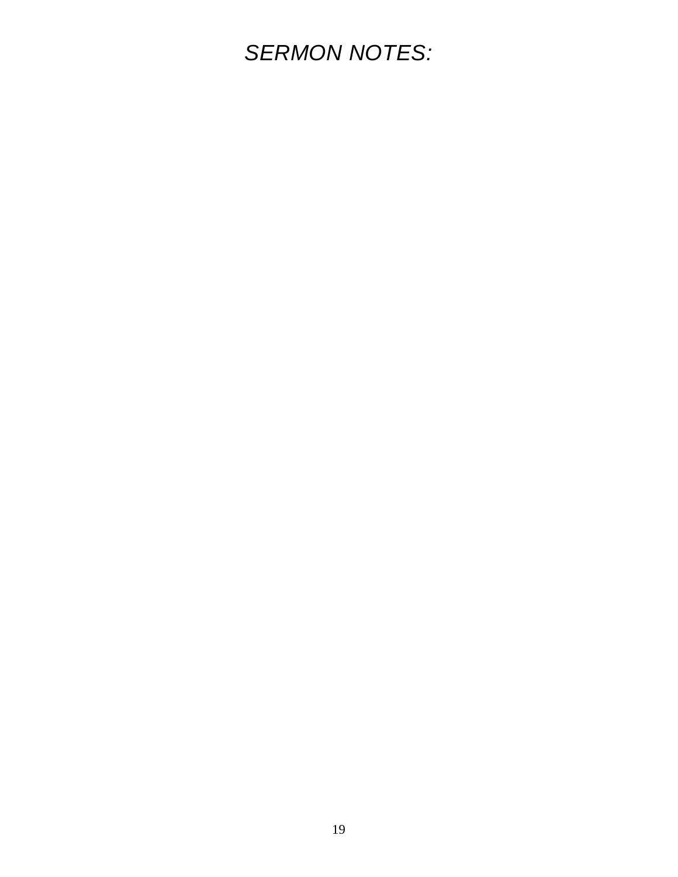*SERMON NOTES:*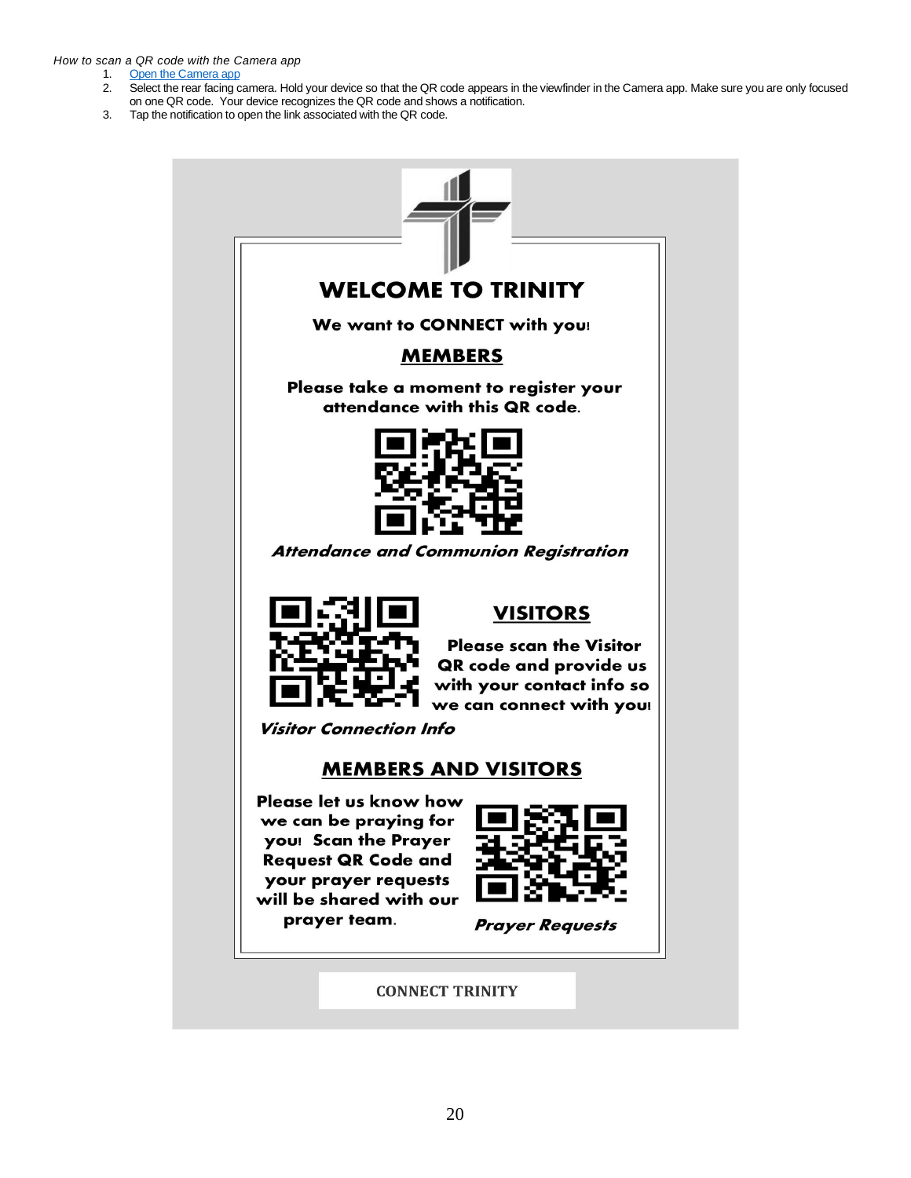*How to scan a QR code with the Camera app*

1. [Open the Camera app]
2. Select the rear facing camera. Hold your device so that the QR code appears in the viewfinder in the Camera app. Make sure you are only focused on one QR code. Your device recognizes the QR code and shows a notification.
3. Tap the notification to open the link associated with the QR code.

# WELCOME TO TRINITY

**We want to CONNECT with you!**

## MEMBERS

**Please take a moment to register your attendance with this QR code.**

***Attendance and Communion Registration***

## VISITORS

**Please scan the Visitor QR code and provide us with your contact info so we can connect with you!**

***Visitor Connection Info***

## MEMBERS AND VISITORS

**Please let us know how we can be praying for you! Scan the Prayer Request QR Code and your prayer requests will be shared with our prayer team.**

***Prayer Requests***

**CONNECT TRINITY**